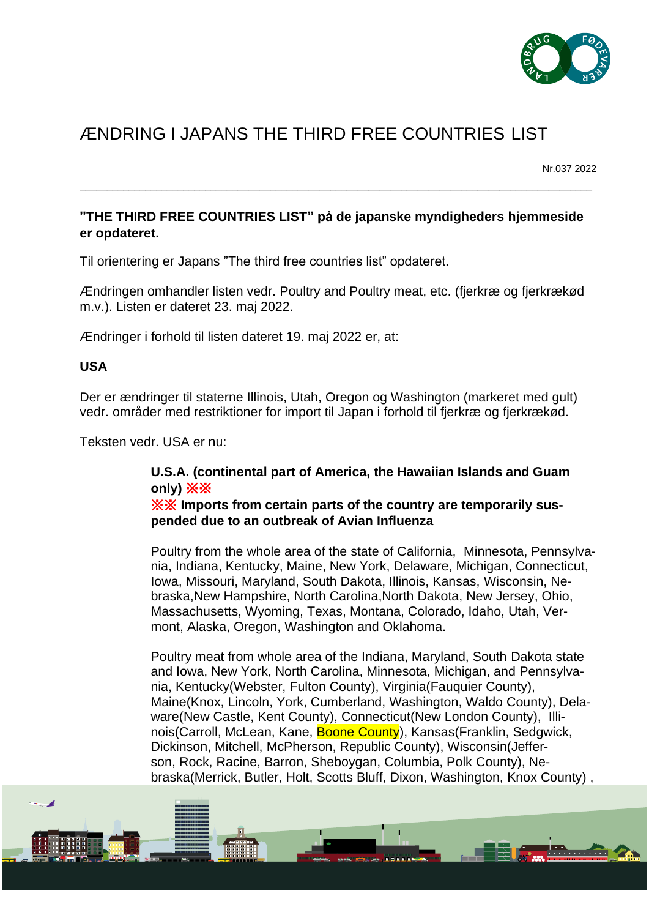# ÆNDRING I JAPANS THE THIRD FREE COUNTRIES LIST

Nr.037 2022

---

**"THE THIRD FREE COUNTRIES LIST" på de japanske myndigheders hjemmeside er opdateret.**

Til orientering er Japans "The third free countries list" opdateret.

Ændringen omhandler listen vedr. Poultry and Poultry meat, etc. (fjerkræ og fjerkrækød m.v.). Listen er dateret 23. maj 2022.

Ændringer i forhold til listen dateret 19. maj 2022 er, at:

**USA**

Der er ændringer til staterne Illinois, Utah, Oregon og Washington (markeret med gult) vedr. områder med restriktioner for import til Japan i forhold til fjerkræ og fjerkrækød.

Teksten vedr. USA er nu:

> **U.S.A. (continental part of America, the Hawaiian Islands and Guam only) ※※**
> **※※ Imports from certain parts of the country are temporarily suspended due to an outbreak of Avian Influenza**
>
> Poultry from the whole area of the state of California, Minnesota, Pennsylvania, Indiana, Kentucky, Maine, New York, Delaware, Michigan, Connecticut, Iowa, Missouri, Maryland, South Dakota, Illinois, Kansas, Wisconsin, Nebraska,New Hampshire, North Carolina,North Dakota, New Jersey, Ohio, Massachusetts, Wyoming, Texas, Montana, Colorado, Idaho, Utah, Vermont, Alaska, Oregon, Washington and Oklahoma.
>
> Poultry meat from whole area of the Indiana, Maryland, South Dakota state and Iowa, New York, North Carolina, Minnesota, Michigan, and Pennsylvania, Kentucky(Webster, Fulton County), Virginia(Fauquier County), Maine(Knox, Lincoln, York, Cumberland, Washington, Waldo County), Delaware(New Castle, Kent County), Connecticut(New London County), Illinois(Carroll, McLean, Kane, Boone County), Kansas(Franklin, Sedgwick, Dickinson, Mitchell, McPherson, Republic County), Wisconsin(Jefferson, Rock, Racine, Barron, Sheboygan, Columbia, Polk County), Nebraska(Merrick, Butler, Holt, Scotts Bluff, Dixon, Washington, Knox County) ,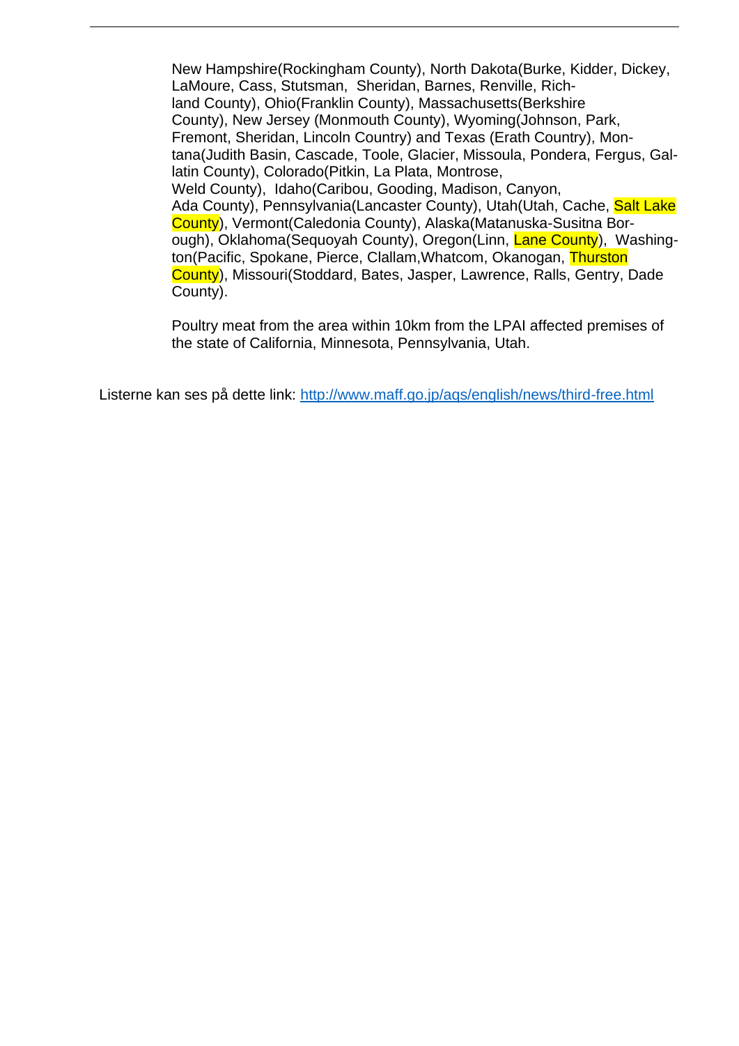New Hampshire(Rockingham County), North Dakota(Burke, Kidder, Dickey, LaMoure, Cass, Stutsman, Sheridan, Barnes, Renville, Richland County), Ohio(Franklin County), Massachusetts(Berkshire County), New Jersey (Monmouth County), Wyoming(Johnson, Park, Fremont, Sheridan, Lincoln Country) and Texas (Erath Country), Montana(Judith Basin, Cascade, Toole, Glacier, Missoula, Pondera, Fergus, Gallatin County), Colorado(Pitkin, La Plata, Montrose, Weld County), Idaho(Caribou, Gooding, Madison, Canyon, Ada County), Pennsylvania(Lancaster County), Utah(Utah, Cache, Salt Lake County), Vermont(Caledonia County), Alaska(Matanuska-Susitna Borough), Oklahoma(Sequoyah County), Oregon(Linn, Lane County), Washington(Pacific, Spokane, Pierce, Clallam,Whatcom, Okanogan, Thurston County), Missouri(Stoddard, Bates, Jasper, Lawrence, Ralls, Gentry, Dade County).

Poultry meat from the area within 10km from the LPAI affected premises of the state of California, Minnesota, Pennsylvania, Utah.

Listerne kan ses på dette link: http://www.maff.go.jp/aqs/english/news/third-free.html